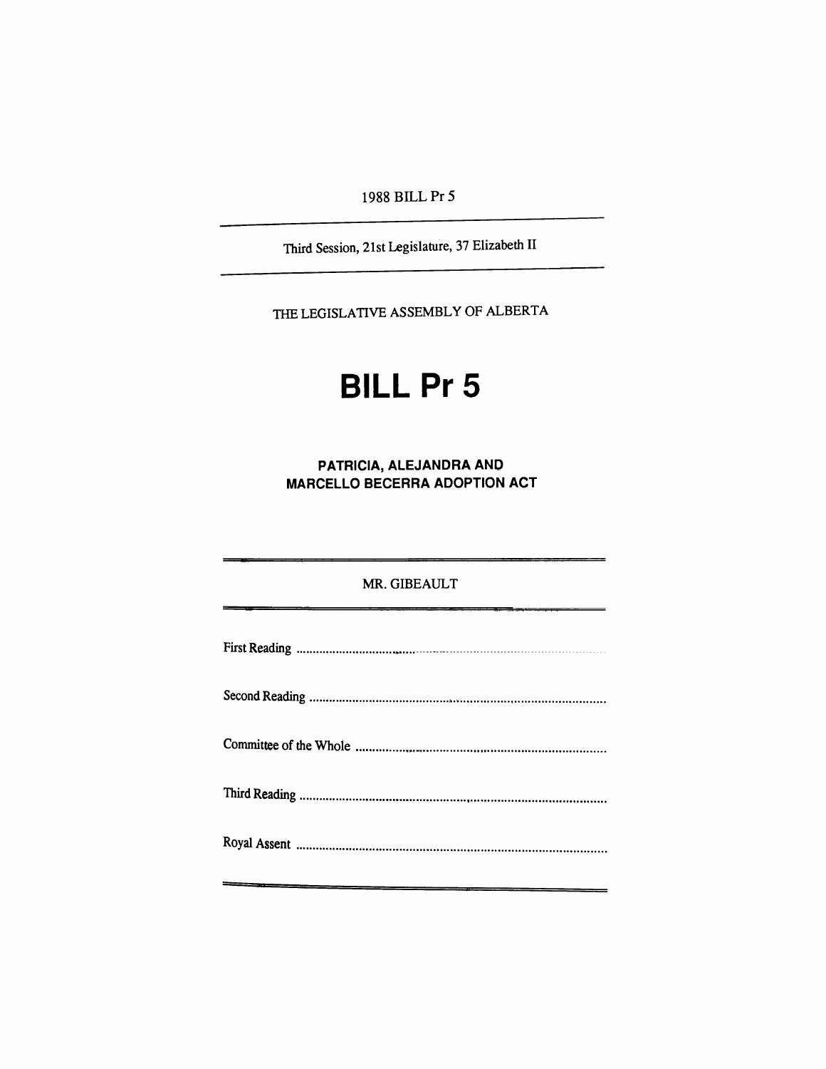1988 BILL Pr 5

Third Session, 21st Legislature, 37 Elizabeth II

THE LEGISLATIVE ASSEMBLY OF ALBERTA

# BILL Pr 5

## PATRICIA, ALEJANDRA AND MARCELLO BECERRA ADOPTION ACT

MR. GIBEAULT

First Reading ..........................................................................................

Second Reading ......................................................................................

Committee of the Whole ........................................................................

Third Reading .........................................................................................

Royal Assent ...........................................................................................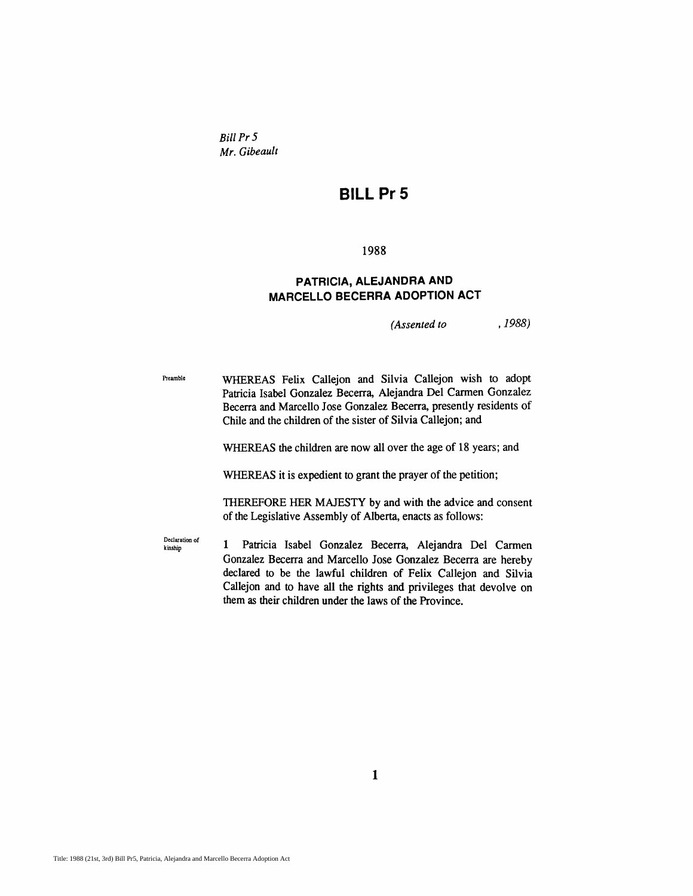*Bill Pr 5*
*Mr. Gibeault*

# BILL Pr 5

1988

## PATRICIA, ALEJANDRA AND MARCELLO BECERRA ADOPTION ACT

*(Assented to , 1988)*

Preamble

WHEREAS Felix Callejon and Silvia Callejon wish to adopt Patricia Isabel Gonzalez Becerra, Alejandra Del Carmen Gonzalez Becerra and Marcello Jose Gonzalez Becerra, presently residents of Chile and the children of the sister of Silvia Callejon; and

WHEREAS the children are now all over the age of 18 years; and

WHEREAS it is expedient to grant the prayer of the petition;

THEREFORE HER MAJESTY by and with the advice and consent of the Legislative Assembly of Alberta, enacts as follows:

Declaration of kinship

**1** Patricia Isabel Gonzalez Becerra, Alejandra Del Carmen Gonzalez Becerra and Marcello Jose Gonzalez Becerra are hereby declared to be the lawful children of Felix Callejon and Silvia Callejon and to have all the rights and privileges that devolve on them as their children under the laws of the Province.

Title: 1988 (21st, 3rd) Bill Pr5, Patricia, Alejandra and Marcello Becerra Adoption Act